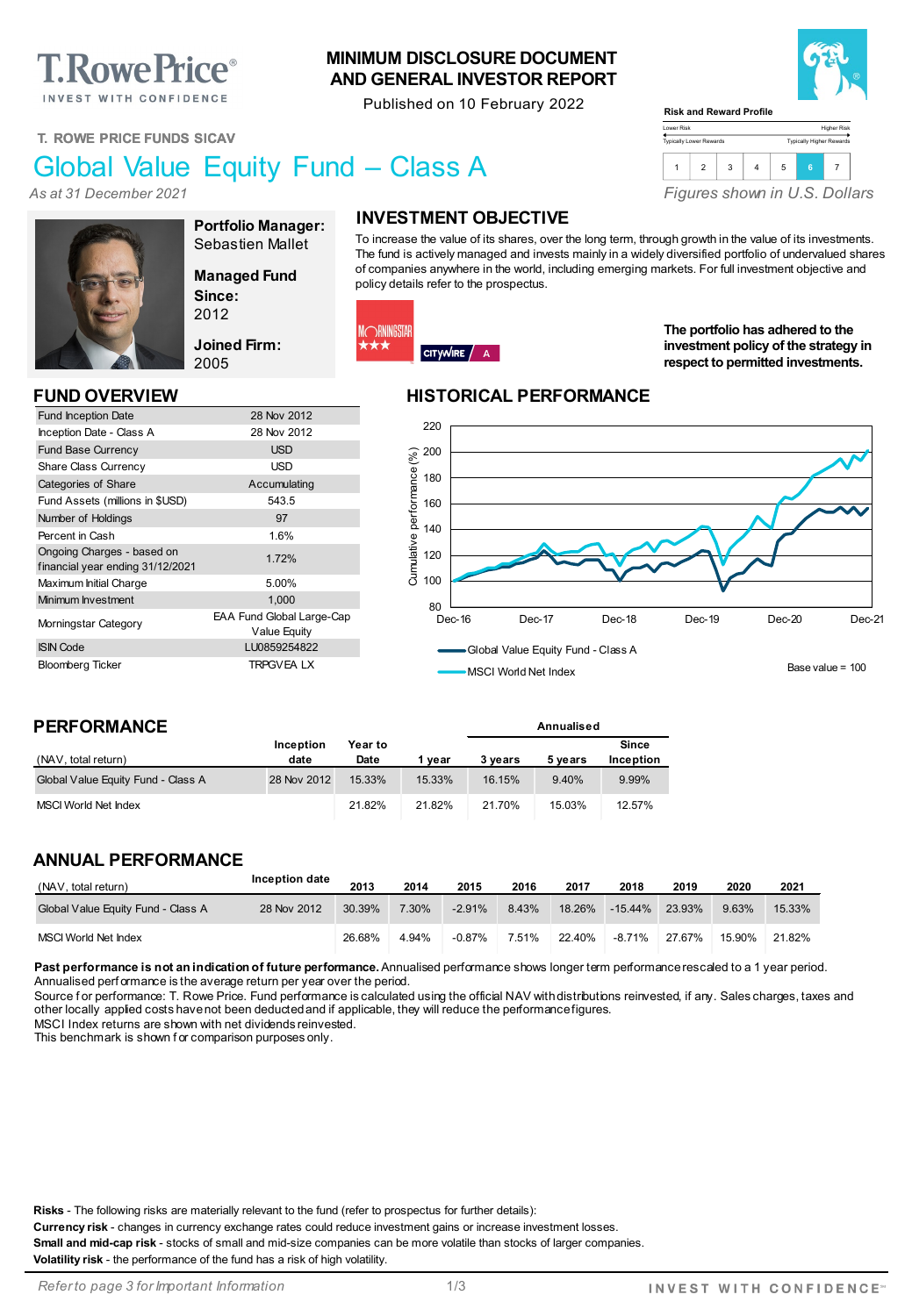# MINIMUM DISCLOSURE DOCUMENT AND GENERAL INVESTOR REPORT

Published on 10 February 2022

T. ROWE PRICE FUNDS SICAV

# Global Value Equity Fund – Class A

*As at 31 December 2021*

**Risk and Reward Profile**

Lower Risk — Higher Risk

Typically Lower Rewards — Typically Higher Rewards

| 1 | 2 | 3 | 4 | 5 | 6 | 7 |
|---|---|---|---|---|---|---|

*Figures shown in U.S. Dollars*

**Portfolio Manager:** Sebastien Mallet

**Managed Fund Since:** 2012

**Joined Firm:** 2005

## INVESTMENT OBJECTIVE

To increase the value of its shares, over the long term, through growth in the value of its investments. The fund is actively managed and invests mainly in a widely diversified portfolio of undervalued shares of companies anywhere in the world, including emerging markets. For full investment objective and policy details refer to the prospectus.

**The portfolio has adhered to the investment policy of the strategy in respect to permitted investments.**

## FUND OVERVIEW

| | |
|---|---|
| Fund Inception Date | 28 Nov 2012 |
| Inception Date - Class A | 28 Nov 2012 |
| Fund Base Currency | USD |
| Share Class Currency | USD |
| Categories of Share | Accumulating |
| Fund Assets (millions in $USD) | 543.5 |
| Number of Holdings | 97 |
| Percent in Cash | 1.6% |
| Ongoing Charges - based on financial year ending 31/12/2021 | 1.72% |
| Maximum Initial Charge | 5.00% |
| Minimum Investment | 1,000 |
| Morningstar Category | EAA Fund Global Large-Cap Value Equity |
| ISIN Code | LU0859254822 |
| Bloomberg Ticker | TRPGVEA LX |

## HISTORICAL PERFORMANCE

Cumulative performance (%): Global Value Equity Fund - Class A; MSCI World Net Index. Dec-16 to Dec-21.

Base value = 100

## PERFORMANCE

| (NAV, total return) | Inception date | Year to Date | 1 year | Annualised 3 years | 5 years | Since Inception |
|---|---|---|---|---|---|---|
| Global Value Equity Fund - Class A | 28 Nov 2012 | 15.33% | 15.33% | 16.15% | 9.40% | 9.99% |
| MSCI World Net Index | | 21.82% | 21.82% | 21.70% | 15.03% | 12.57% |

## ANNUAL PERFORMANCE

| (NAV, total return) | Inception date | 2013 | 2014 | 2015 | 2016 | 2017 | 2018 | 2019 | 2020 | 2021 |
|---|---|---|---|---|---|---|---|---|---|---|
| Global Value Equity Fund - Class A | 28 Nov 2012 | 30.39% | 7.30% | -2.91% | 8.43% | 18.26% | -15.44% | 23.93% | 9.63% | 15.33% |
| MSCI World Net Index | | 26.68% | 4.94% | -0.87% | 7.51% | 22.40% | -8.71% | 27.67% | 15.90% | 21.82% |

**Past performance is not an indication of future performance.** Annualised performance shows longer term performance rescaled to a 1 year period. Annualised performance is the average return per year over the period.
Source for performance: T. Rowe Price. Fund performance is calculated using the official NAV with distributions reinvested, if any. Sales charges, taxes and other locally applied costs have not been deducted and if applicable, they will reduce the performance figures.
MSCI Index returns are shown with net dividends reinvested.
This benchmark is shown for comparison purposes only.

**Risks** - The following risks are materially relevant to the fund (refer to prospectus for further details):
**Currency risk** - changes in currency exchange rates could reduce investment gains or increase investment losses.
**Small and mid-cap risk** - stocks of small and mid-size companies can be more volatile than stocks of larger companies.
**Volatility risk** - the performance of the fund has a risk of high volatility.

*Refer to page 3 for Important Information*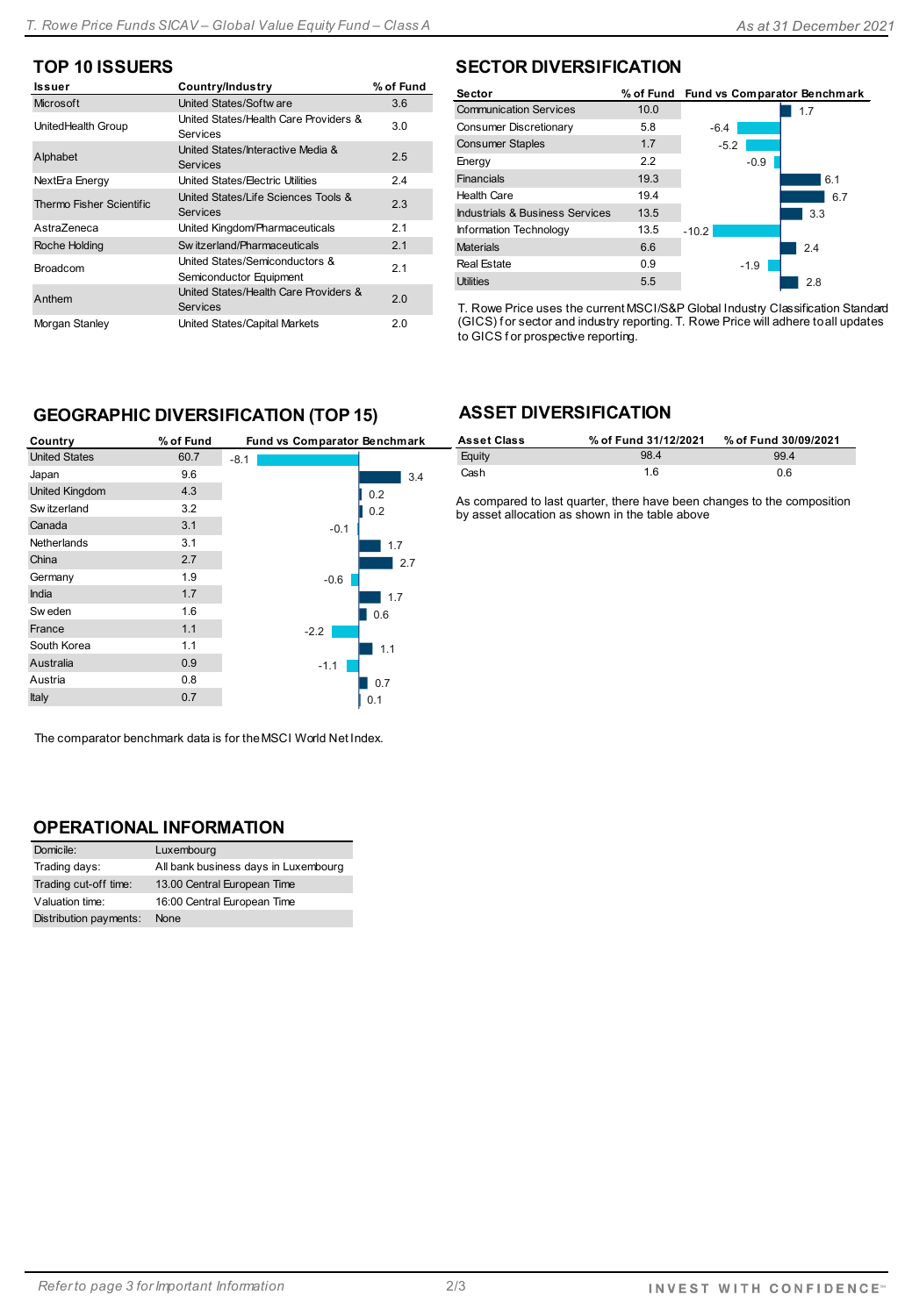## TOP 10 ISSUERS

| Issuer | Country/Industry | % of Fund |
|---|---|---|
| Microsoft | United States/Software | 3.6 |
| UnitedHealth Group | United States/Health Care Providers & Services | 3.0 |
| Alphabet | United States/Interactive Media & Services | 2.5 |
| NextEra Energy | United States/Electric Utilities | 2.4 |
| Thermo Fisher Scientific | United States/Life Sciences Tools & Services | 2.3 |
| AstraZeneca | United Kingdom/Pharmaceuticals | 2.1 |
| Roche Holding | Switzerland/Pharmaceuticals | 2.1 |
| Broadcom | United States/Semiconductors & Semiconductor Equipment | 2.1 |
| Anthem | United States/Health Care Providers & Services | 2.0 |
| Morgan Stanley | United States/Capital Markets | 2.0 |

## SECTOR DIVERSIFICATION

| Sector | % of Fund | Fund vs Comparator Benchmark |
|---|---|---|
| Communication Services | 10.0 | 1.7 |
| Consumer Discretionary | 5.8 | -6.4 |
| Consumer Staples | 1.7 | -5.2 |
| Energy | 2.2 | -0.9 |
| Financials | 19.3 | 6.1 |
| Health Care | 19.4 | 6.7 |
| Industrials & Business Services | 13.5 | 3.3 |
| Information Technology | 13.5 | -10.2 |
| Materials | 6.6 | 2.4 |
| Real Estate | 0.9 | -1.9 |
| Utilities | 5.5 | 2.8 |

T. Rowe Price uses the current MSCI/S&P Global Industry Classification Standard (GICS) for sector and industry reporting. T. Rowe Price will adhere to all updates to GICS for prospective reporting.

## GEOGRAPHIC DIVERSIFICATION (TOP 15)

| Country | % of Fund | Fund vs Comparator Benchmark |
|---|---|---|
| United States | 60.7 | -8.1 |
| Japan | 9.6 | 3.4 |
| United Kingdom | 4.3 | 0.2 |
| Switzerland | 3.2 | 0.2 |
| Canada | 3.1 | -0.1 |
| Netherlands | 3.1 | 1.7 |
| China | 2.7 | 2.7 |
| Germany | 1.9 | -0.6 |
| India | 1.7 | 1.7 |
| Sweden | 1.6 | 0.6 |
| France | 1.1 | -2.2 |
| South Korea | 1.1 | 1.1 |
| Australia | 0.9 | -1.1 |
| Austria | 0.8 | 0.7 |
| Italy | 0.7 | 0.1 |

The comparator benchmark data is for the MSCI World Net Index.

## ASSET DIVERSIFICATION

| Asset Class | % of Fund 31/12/2021 | % of Fund 30/09/2021 |
|---|---|---|
| Equity | 98.4 | 99.4 |
| Cash | 1.6 | 0.6 |

As compared to last quarter, there have been changes to the composition by asset allocation as shown in the table above

## OPERATIONAL INFORMATION

| | |
|---|---|
| Domicile: | Luxembourg |
| Trading days: | All bank business days in Luxembourg |
| Trading cut-off time: | 13.00 Central European Time |
| Valuation time: | 16:00 Central European Time |
| Distribution payments: | None |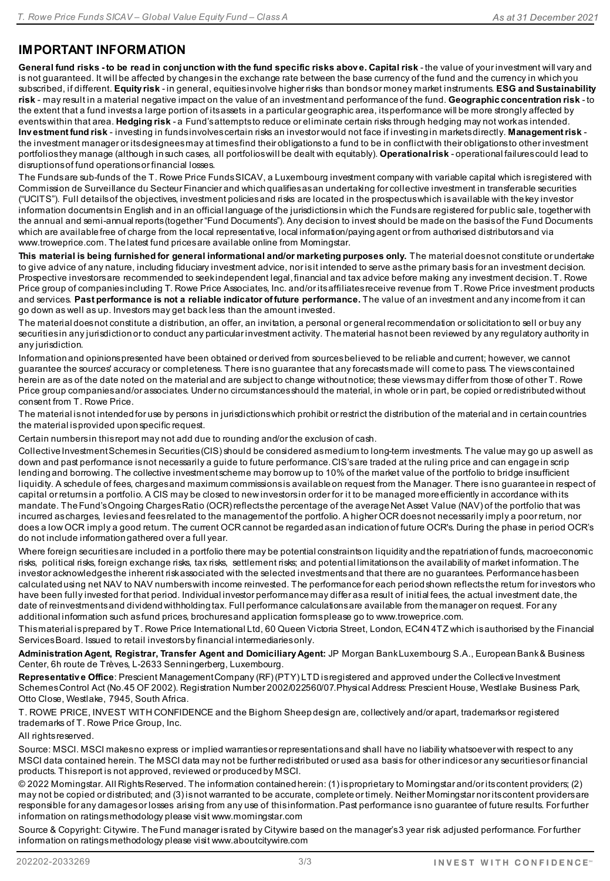# IMPORTANT INFORMATION

**General fund risks - to be read in conjunction with the fund specific risks above. Capital risk** - the value of your investment will vary and is not guaranteed. It will be affected by changes in the exchange rate between the base currency of the fund and the currency in which you subscribed, if different. **Equity risk** - in general, equities involve higher risks than bonds or money market instruments. **ESG and Sustainability risk** - may result in a material negative impact on the value of an investment and performance of the fund. **Geographic concentration risk** - to the extent that a fund invests a large portion of its assets in a particular geographic area, its performance will be more strongly affected by events within that area. **Hedging risk** - a Fund's attempts to reduce or eliminate certain risks through hedging may not work as intended. **Investment fund risk** - investing in funds involves certain risks an investor would not face if investing in markets directly. **Management risk** - the investment manager or its designees may at times find their obligations to a fund to be in conflict with their obligations to other investment portfolios they manage (although in such cases, all portfolios will be dealt with equitably). **Operational risk** - operational failures could lead to disruptions of fund operations or financial losses.

The Funds are sub-funds of the T. Rowe Price Funds SICAV, a Luxembourg investment company with variable capital which is registered with Commission de Surveillance du Secteur Financier and which qualifies as an undertaking for collective investment in transferable securities ("UCITS"). Full details of the objectives, investment policies and risks are located in the prospectus which is available with the key investor information documents in English and in an official language of the jurisdictions in which the Funds are registered for public sale, together with the annual and semi-annual reports (together "Fund Documents"). Any decision to invest should be made on the basis of the Fund Documents which are available free of charge from the local representative, local information/paying agent or from authorised distributors and via www.troweprice.com. The latest fund prices are available online from Morningstar.

**This material is being furnished for general informational and/or marketing purposes only.** The material does not constitute or undertake to give advice of any nature, including fiduciary investment advice, nor is it intended to serve as the primary basis for an investment decision. Prospective investors are recommended to seek independent legal, financial and tax advice before making any investment decision. T. Rowe Price group of companies including T. Rowe Price Associates, Inc. and/or its affiliates receive revenue from T. Rowe Price investment products and services. **Past performance is not a reliable indicator of future performance.** The value of an investment and any income from it can go down as well as up. Investors may get back less than the amount invested.

The material does not constitute a distribution, an offer, an invitation, a personal or general recommendation or solicitation to sell or buy any securities in any jurisdiction or to conduct any particular investment activity. The material has not been reviewed by any regulatory authority in any jurisdiction.

Information and opinions presented have been obtained or derived from sources believed to be reliable and current; however, we cannot guarantee the sources' accuracy or completeness. There is no guarantee that any forecasts made will come to pass. The views contained herein are as of the date noted on the material and are subject to change without notice; these views may differ from those of other T. Rowe Price group companies and/or associates. Under no circumstances should the material, in whole or in part, be copied or redistributed without consent from T. Rowe Price.

The material is not intended for use by persons in jurisdictions which prohibit or restrict the distribution of the material and in certain countries the material is provided upon specific request.

Certain numbers in this report may not add due to rounding and/or the exclusion of cash.

Collective Investment Schemes in Securities (CIS) should be considered as medium to long-term investments. The value may go up as well as down and past performance is not necessarily a guide to future performance. CIS's are traded at the ruling price and can engage in scrip lending and borrowing. The collective investment scheme may borrow up to 10% of the market value of the portfolio to bridge insufficient liquidity. A schedule of fees, charges and maximum commissions is available on request from the Manager. There is no guarantee in respect of capital or returns in a portfolio. A CIS may be closed to new investors in order for it to be managed more efficiently in accordance with its mandate. The Fund's Ongoing Charges Ratio (OCR) reflects the percentage of the average Net Asset Value (NAV) of the portfolio that was incurred as charges, levies and fees related to the management of the portfolio. A higher OCR does not necessarily imply a poor return, nor does a low OCR imply a good return. The current OCR cannot be regarded as an indication of future OCR's. During the phase in period OCR's do not include information gathered over a full year.

Where foreign securities are included in a portfolio there may be potential constraints on liquidity and the repatriation of funds, macroeconomic risks, political risks, foreign exchange risks, tax risks, settlement risks; and potential limitations on the availability of market information. The investor acknowledges the inherent risk associated with the selected investments and that there are no guarantees. Performance has been calculated using net NAV to NAV numbers with income reinvested. The performance for each period shown reflects the return for investors who have been fully invested for that period. Individual investor performance may differ as a result of initial fees, the actual investment date, the date of reinvestments and dividend withholding tax. Full performance calculations are available from the manager on request. For any additional information such as fund prices, brochures and application forms please go to www.troweprice.com.

This material is prepared by T. Rowe Price International Ltd, 60 Queen Victoria Street, London, EC4N 4TZ which is authorised by the Financial Services Board. Issued to retail investors by financial intermediaries only.

**Administration Agent, Registrar, Transfer Agent and Domiciliary Agent:** JP Morgan Bank Luxembourg S.A., European Bank & Business Center, 6h route de Trèves, L-2633 Senningerberg, Luxembourg.

**Representative Office**: Prescient Management Company (RF) (PTY) LTD is registered and approved under the Collective Investment Schemes Control Act (No.45 OF 2002). Registration Number 2002/022560/07. Physical Address: Prescient House, Westlake Business Park, Otto Close, Westlake, 7945, South Africa.

T. ROWE PRICE, INVEST WITH CONFIDENCE and the Bighorn Sheep design are, collectively and/or apart, trademarks or registered trademarks of T. Rowe Price Group, Inc.

All rights reserved.

Source: MSCI. MSCI makes no express or implied warranties or representations and shall have no liability whatsoever with respect to any MSCI data contained herein. The MSCI data may not be further redistributed or used as a basis for other indices or any securities or financial products. This report is not approved, reviewed or produced by MSCI.

© 2022 Morningstar. All Rights Reserved. The information contained herein: (1) is proprietary to Morningstar and/or its content providers; (2) may not be copied or distributed; and (3) is not warranted to be accurate, complete or timely. Neither Morningstar nor its content providers are responsible for any damages or losses arising from any use of this information. Past performance is no guarantee of future results. For further information on ratings methodology please visit www.morningstar.com

Source & Copyright: Citywire. The Fund manager is rated by Citywire based on the manager's 3 year risk adjusted performance. For further information on ratings methodology please visit www.aboutcitywire.com

202202-2033269

INVEST WITH CONFIDENCE℠